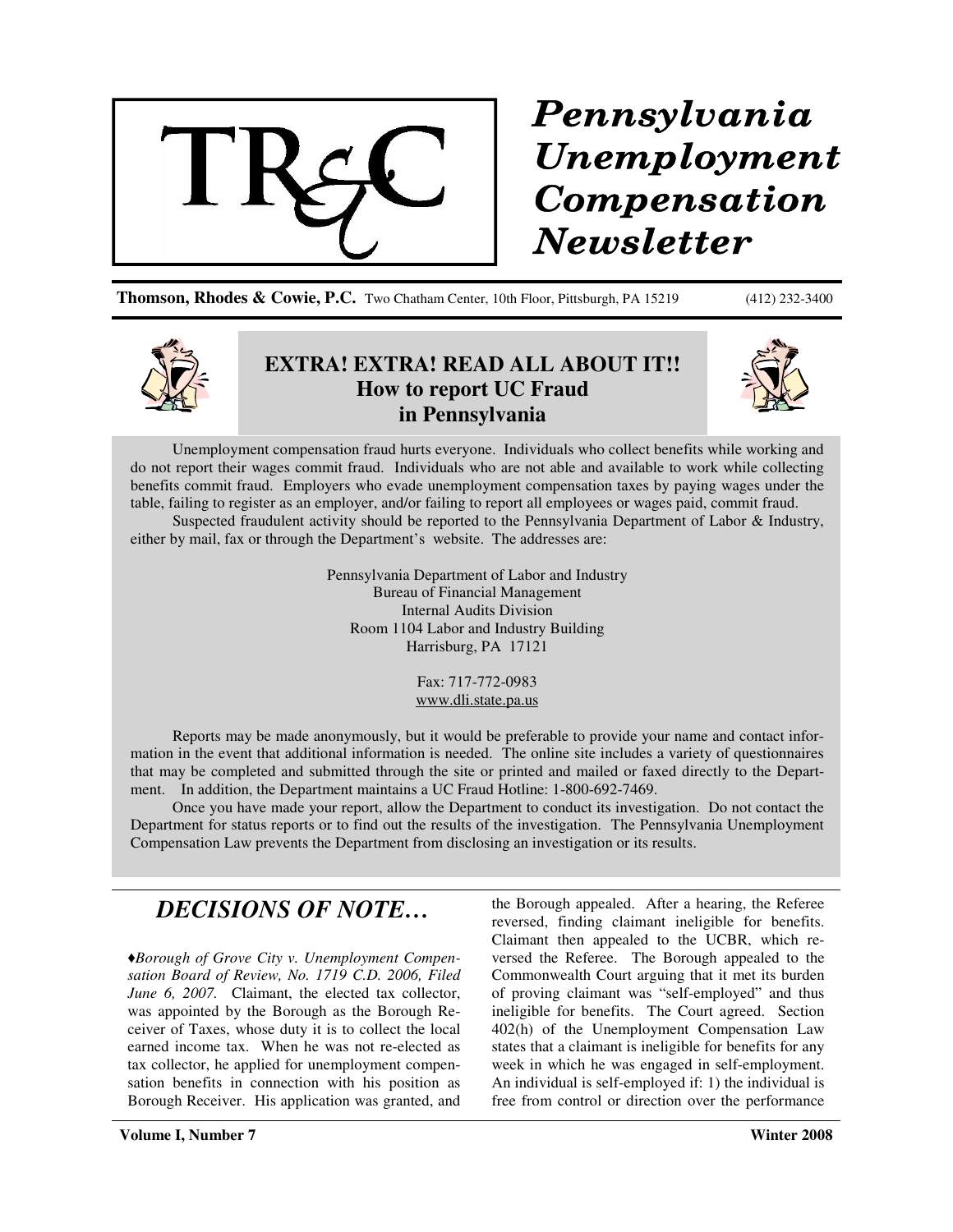# Pennsylvania Unemployment Compensation Newsletter

**TR&C**

**Thomson, Rhodes & Cowie, P.C.** Two Chatham Center, 10th Floor, Pittsburgh, PA 15219 (412) 232-3400

## EXTRA! EXTRA! READ ALL ABOUT IT!! How to report UC Fraud in Pennsylvania

Unemployment compensation fraud hurts everyone. Individuals who collect benefits while working and do not report their wages commit fraud. Individuals who are not able and available to work while collecting benefits commit fraud. Employers who evade unemployment compensation taxes by paying wages under the table, failing to register as an employer, and/or failing to report all employees or wages paid, commit fraud.

Suspected fraudulent activity should be reported to the Pennsylvania Department of Labor & Industry, either by mail, fax or through the Department's website. The addresses are:

Pennsylvania Department of Labor and Industry
Bureau of Financial Management
Internal Audits Division
Room 1104 Labor and Industry Building
Harrisburg, PA 17121

Fax: 717-772-0983
www.dli.state.pa.us

Reports may be made anonymously, but it would be preferable to provide your name and contact information in the event that additional information is needed. The online site includes a variety of questionnaires that may be completed and submitted through the site or printed and mailed or faxed directly to the Department. In addition, the Department maintains a UC Fraud Hotline: 1-800-692-7469.

Once you have made your report, allow the Department to conduct its investigation. Do not contact the Department for status reports or to find out the results of the investigation. The Pennsylvania Unemployment Compensation Law prevents the Department from disclosing an investigation or its results.

## *DECISIONS OF NOTE…*

♦*Borough of Grove City v. Unemployment Compensation Board of Review, No. 1719 C.D. 2006, Filed June 6, 2007.* Claimant, the elected tax collector, was appointed by the Borough as the Borough Receiver of Taxes, whose duty it is to collect the local earned income tax. When he was not re-elected as tax collector, he applied for unemployment compensation benefits in connection with his position as Borough Receiver. His application was granted, and the Borough appealed. After a hearing, the Referee reversed, finding claimant ineligible for benefits. Claimant then appealed to the UCBR, which reversed the Referee. The Borough appealed to the Commonwealth Court arguing that it met its burden of proving claimant was "self-employed" and thus ineligible for benefits. The Court agreed. Section 402(h) of the Unemployment Compensation Law states that a claimant is ineligible for benefits for any week in which he was engaged in self-employment. An individual is self-employed if: 1) the individual is free from control or direction over the performance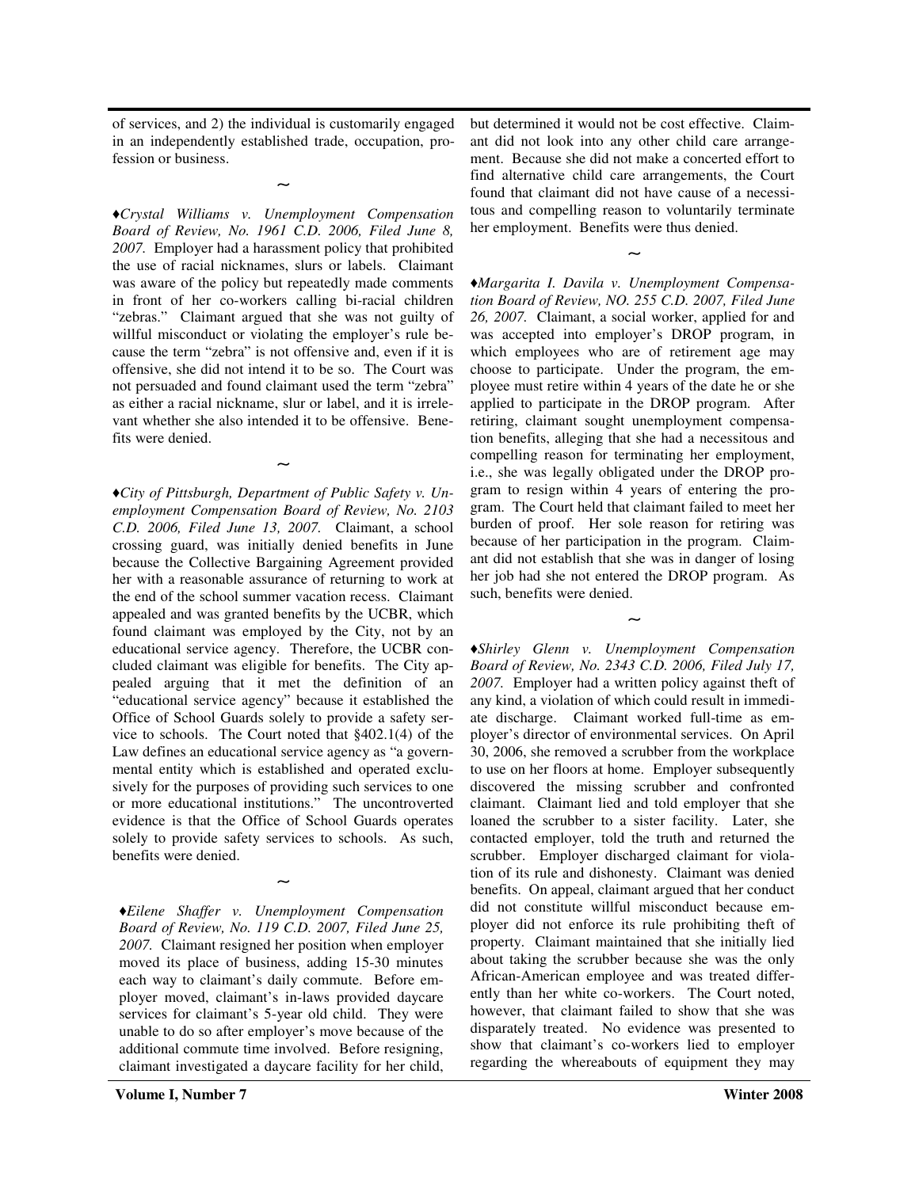of services, and 2) the individual is customarily engaged in an independently established trade, occupation, profession or business.

~

♦*Crystal Williams v. Unemployment Compensation Board of Review, No. 1961 C.D. 2006, Filed June 8, 2007.* Employer had a harassment policy that prohibited the use of racial nicknames, slurs or labels. Claimant was aware of the policy but repeatedly made comments in front of her co-workers calling bi-racial children "zebras." Claimant argued that she was not guilty of willful misconduct or violating the employer's rule because the term "zebra" is not offensive and, even if it is offensive, she did not intend it to be so. The Court was not persuaded and found claimant used the term "zebra" as either a racial nickname, slur or label, and it is irrelevant whether she also intended it to be offensive. Benefits were denied.

~

♦*City of Pittsburgh, Department of Public Safety v. Unemployment Compensation Board of Review, No. 2103 C.D. 2006, Filed June 13, 2007.* Claimant, a school crossing guard, was initially denied benefits in June because the Collective Bargaining Agreement provided her with a reasonable assurance of returning to work at the end of the school summer vacation recess. Claimant appealed and was granted benefits by the UCBR, which found claimant was employed by the City, not by an educational service agency. Therefore, the UCBR concluded claimant was eligible for benefits. The City appealed arguing that it met the definition of an "educational service agency" because it established the Office of School Guards solely to provide a safety service to schools. The Court noted that §402.1(4) of the Law defines an educational service agency as "a governmental entity which is established and operated exclusively for the purposes of providing such services to one or more educational institutions." The uncontroverted evidence is that the Office of School Guards operates solely to provide safety services to schools. As such, benefits were denied.

~

♦*Eilene Shaffer v. Unemployment Compensation Board of Review, No. 119 C.D. 2007, Filed June 25, 2007.* Claimant resigned her position when employer moved its place of business, adding 15-30 minutes each way to claimant's daily commute. Before employer moved, claimant's in-laws provided daycare services for claimant's 5-year old child. They were unable to do so after employer's move because of the additional commute time involved. Before resigning, claimant investigated a daycare facility for her child, but determined it would not be cost effective. Claimant did not look into any other child care arrangement. Because she did not make a concerted effort to find alternative child care arrangements, the Court found that claimant did not have cause of a necessitous and compelling reason to voluntarily terminate her employment. Benefits were thus denied.

~

♦*Margarita I. Davila v. Unemployment Compensation Board of Review, NO. 255 C.D. 2007, Filed June 26, 2007.* Claimant, a social worker, applied for and was accepted into employer's DROP program, in which employees who are of retirement age may choose to participate. Under the program, the employee must retire within 4 years of the date he or she applied to participate in the DROP program. After retiring, claimant sought unemployment compensation benefits, alleging that she had a necessitous and compelling reason for terminating her employment, i.e., she was legally obligated under the DROP program to resign within 4 years of entering the program. The Court held that claimant failed to meet her burden of proof. Her sole reason for retiring was because of her participation in the program. Claimant did not establish that she was in danger of losing her job had she not entered the DROP program. As such, benefits were denied.

~

♦*Shirley Glenn v. Unemployment Compensation Board of Review, No. 2343 C.D. 2006, Filed July 17, 2007.* Employer had a written policy against theft of any kind, a violation of which could result in immediate discharge. Claimant worked full-time as employer's director of environmental services. On April 30, 2006, she removed a scrubber from the workplace to use on her floors at home. Employer subsequently discovered the missing scrubber and confronted claimant. Claimant lied and told employer that she loaned the scrubber to a sister facility. Later, she contacted employer, told the truth and returned the scrubber. Employer discharged claimant for violation of its rule and dishonesty. Claimant was denied benefits. On appeal, claimant argued that her conduct did not constitute willful misconduct because employer did not enforce its rule prohibiting theft of property. Claimant maintained that she initially lied about taking the scrubber because she was the only African-American employee and was treated differently than her white co-workers. The Court noted, however, that claimant failed to show that she was disparately treated. No evidence was presented to show that claimant's co-workers lied to employer regarding the whereabouts of equipment they may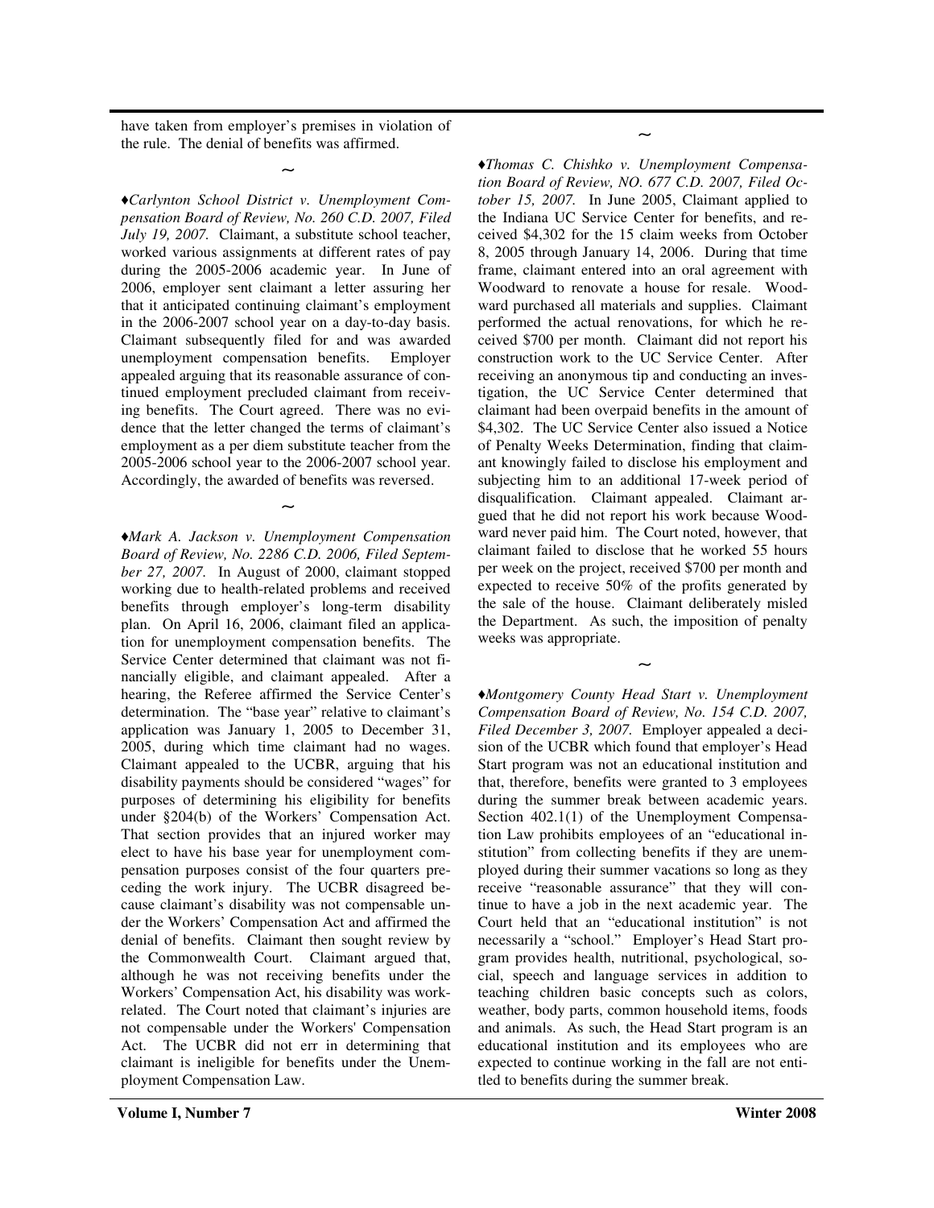have taken from employer's premises in violation of the rule. The denial of benefits was affirmed.

~

♦*Carlynton School District v. Unemployment Compensation Board of Review, No. 260 C.D. 2007, Filed July 19, 2007.* Claimant, a substitute school teacher, worked various assignments at different rates of pay during the 2005-2006 academic year. In June of 2006, employer sent claimant a letter assuring her that it anticipated continuing claimant's employment in the 2006-2007 school year on a day-to-day basis. Claimant subsequently filed for and was awarded unemployment compensation benefits. Employer appealed arguing that its reasonable assurance of continued employment precluded claimant from receiving benefits. The Court agreed. There was no evidence that the letter changed the terms of claimant's employment as a per diem substitute teacher from the 2005-2006 school year to the 2006-2007 school year. Accordingly, the awarded of benefits was reversed.

~

♦*Mark A. Jackson v. Unemployment Compensation Board of Review, No. 2286 C.D. 2006, Filed September 27, 2007.* In August of 2000, claimant stopped working due to health-related problems and received benefits through employer's long-term disability plan. On April 16, 2006, claimant filed an application for unemployment compensation benefits. The Service Center determined that claimant was not financially eligible, and claimant appealed. After a hearing, the Referee affirmed the Service Center's determination. The "base year" relative to claimant's application was January 1, 2005 to December 31, 2005, during which time claimant had no wages. Claimant appealed to the UCBR, arguing that his disability payments should be considered "wages" for purposes of determining his eligibility for benefits under §204(b) of the Workers' Compensation Act. That section provides that an injured worker may elect to have his base year for unemployment compensation purposes consist of the four quarters preceding the work injury. The UCBR disagreed because claimant's disability was not compensable under the Workers' Compensation Act and affirmed the denial of benefits. Claimant then sought review by the Commonwealth Court. Claimant argued that, although he was not receiving benefits under the Workers' Compensation Act, his disability was work-related. The Court noted that claimant's injuries are not compensable under the Workers' Compensation Act. The UCBR did not err in determining that claimant is ineligible for benefits under the Unemployment Compensation Law.

~

♦*Thomas C. Chishko v. Unemployment Compensation Board of Review, NO. 677 C.D. 2007, Filed October 15, 2007.* In June 2005, Claimant applied to the Indiana UC Service Center for benefits, and received $4,302 for the 15 claim weeks from October 8, 2005 through January 14, 2006. During that time frame, claimant entered into an oral agreement with Woodward to renovate a house for resale. Woodward purchased all materials and supplies. Claimant performed the actual renovations, for which he received $700 per month. Claimant did not report his construction work to the UC Service Center. After receiving an anonymous tip and conducting an investigation, the UC Service Center determined that claimant had been overpaid benefits in the amount of $4,302. The UC Service Center also issued a Notice of Penalty Weeks Determination, finding that claimant knowingly failed to disclose his employment and subjecting him to an additional 17-week period of disqualification. Claimant appealed. Claimant argued that he did not report his work because Woodward never paid him. The Court noted, however, that claimant failed to disclose that he worked 55 hours per week on the project, received $700 per month and expected to receive 50% of the profits generated by the sale of the house. Claimant deliberately misled the Department. As such, the imposition of penalty weeks was appropriate.

~

♦*Montgomery County Head Start v. Unemployment Compensation Board of Review, No. 154 C.D. 2007, Filed December 3, 2007.* Employer appealed a decision of the UCBR which found that employer's Head Start program was not an educational institution and that, therefore, benefits were granted to 3 employees during the summer break between academic years. Section 402.1(1) of the Unemployment Compensation Law prohibits employees of an "educational institution" from collecting benefits if they are unemployed during their summer vacations so long as they receive "reasonable assurance" that they will continue to have a job in the next academic year. The Court held that an "educational institution" is not necessarily a "school." Employer's Head Start program provides health, nutritional, psychological, social, speech and language services in addition to teaching children basic concepts such as colors, weather, body parts, common household items, foods and animals. As such, the Head Start program is an educational institution and its employees who are expected to continue working in the fall are not entitled to benefits during the summer break.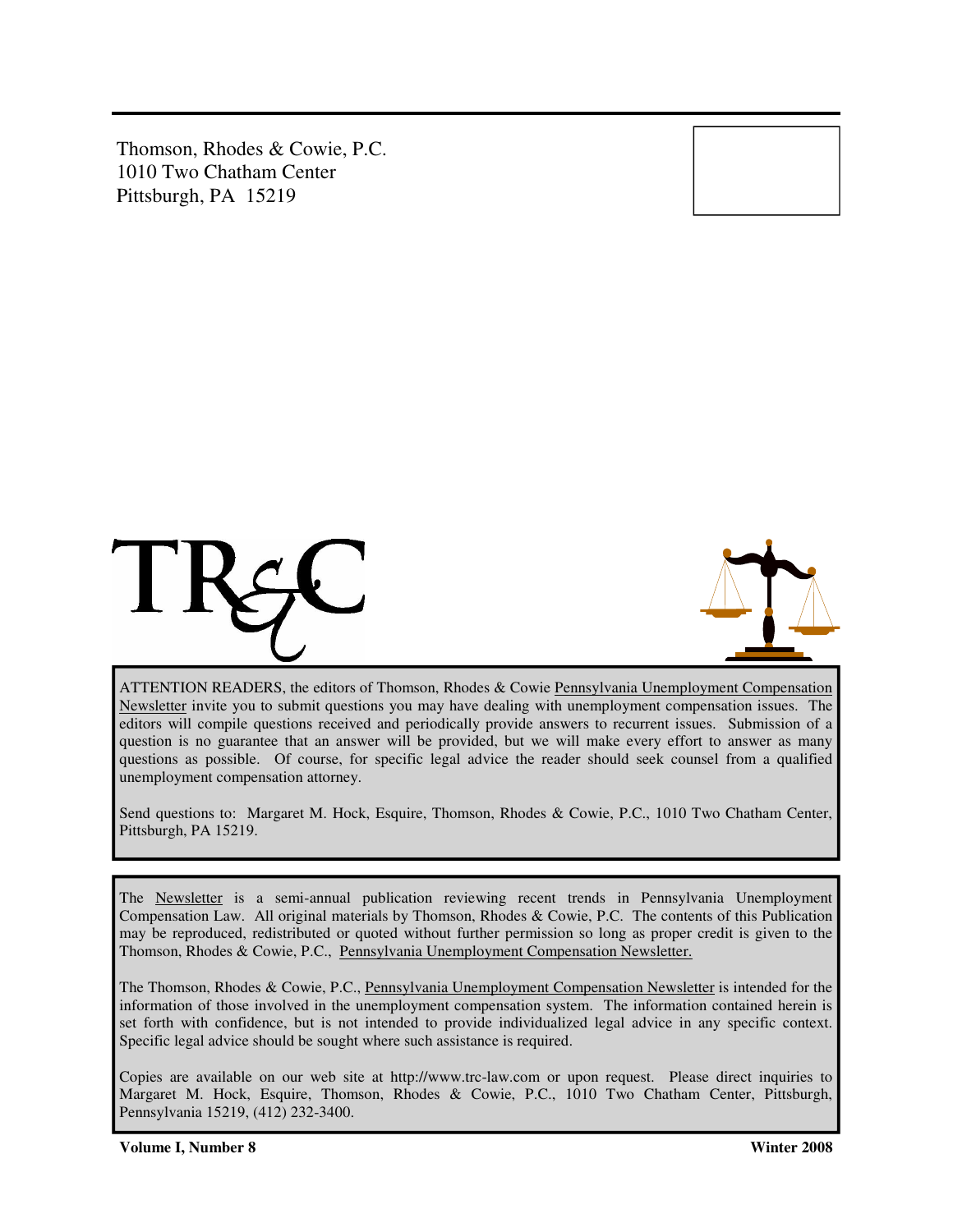Thomson, Rhodes & Cowie, P.C.
1010 Two Chatham Center
Pittsburgh, PA 15219

TR&C

ATTENTION READERS, the editors of Thomson, Rhodes & Cowie Pennsylvania Unemployment Compensation Newsletter invite you to submit questions you may have dealing with unemployment compensation issues. The editors will compile questions received and periodically provide answers to recurrent issues. Submission of a question is no guarantee that an answer will be provided, but we will make every effort to answer as many questions as possible. Of course, for specific legal advice the reader should seek counsel from a qualified unemployment compensation attorney.

Send questions to: Margaret M. Hock, Esquire, Thomson, Rhodes & Cowie, P.C., 1010 Two Chatham Center, Pittsburgh, PA 15219.

The Newsletter is a semi-annual publication reviewing recent trends in Pennsylvania Unemployment Compensation Law. All original materials by Thomson, Rhodes & Cowie, P.C. The contents of this Publication may be reproduced, redistributed or quoted without further permission so long as proper credit is given to the Thomson, Rhodes & Cowie, P.C., Pennsylvania Unemployment Compensation Newsletter.

The Thomson, Rhodes & Cowie, P.C., Pennsylvania Unemployment Compensation Newsletter is intended for the information of those involved in the unemployment compensation system. The information contained herein is set forth with confidence, but is not intended to provide individualized legal advice in any specific context. Specific legal advice should be sought where such assistance is required.

Copies are available on our web site at http://www.trc-law.com or upon request. Please direct inquiries to Margaret M. Hock, Esquire, Thomson, Rhodes & Cowie, P.C., 1010 Two Chatham Center, Pittsburgh, Pennsylvania 15219, (412) 232-3400.

**Volume I, Number 8** **Winter 2008**